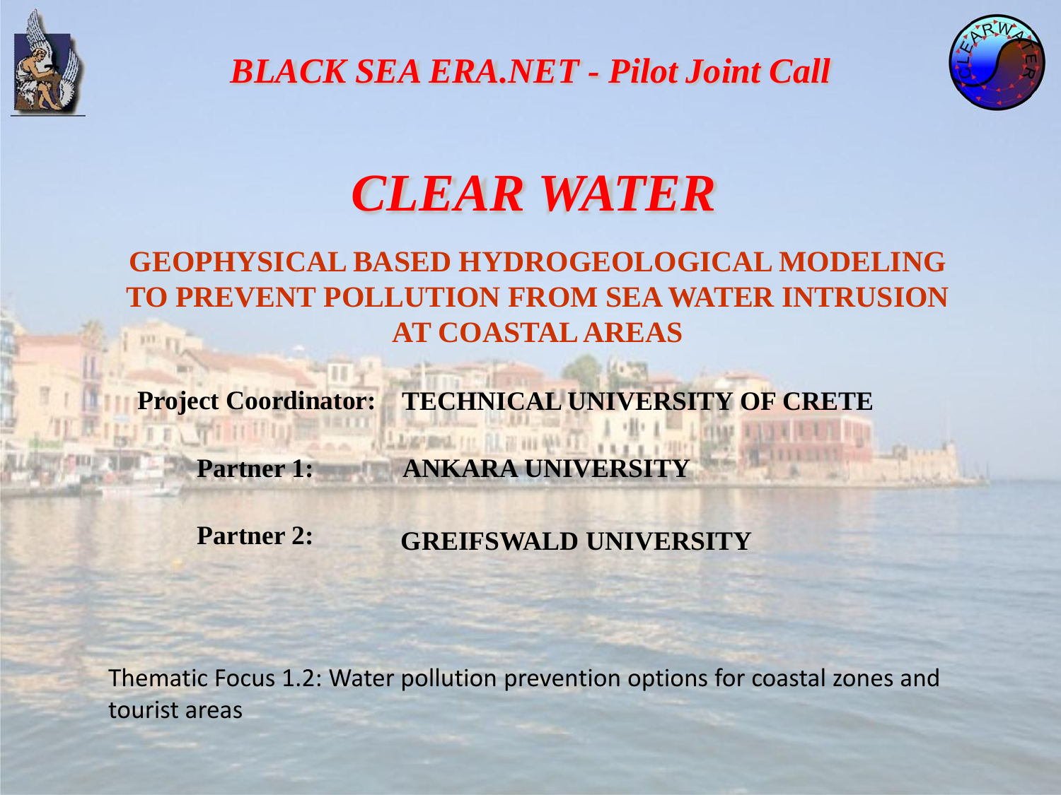*BLACK SEA ERA.NET - Pilot Joint Call*

# *CLEAR WATER*

## GEOPHYSICAL BASED HYDROGEOLOGICAL MODELING TO PREVENT POLLUTION FROM SEA WATER INTRUSION AT COASTAL AREAS

**Project Coordinator:** **TECHNICAL UNIVERSITY OF CRETE**

**Partner 1:** **ANKARA UNIVERSITY**

**Partner 2:** **GREIFSWALD UNIVERSITY**

Thematic Focus 1.2: Water pollution prevention options for coastal zones and tourist areas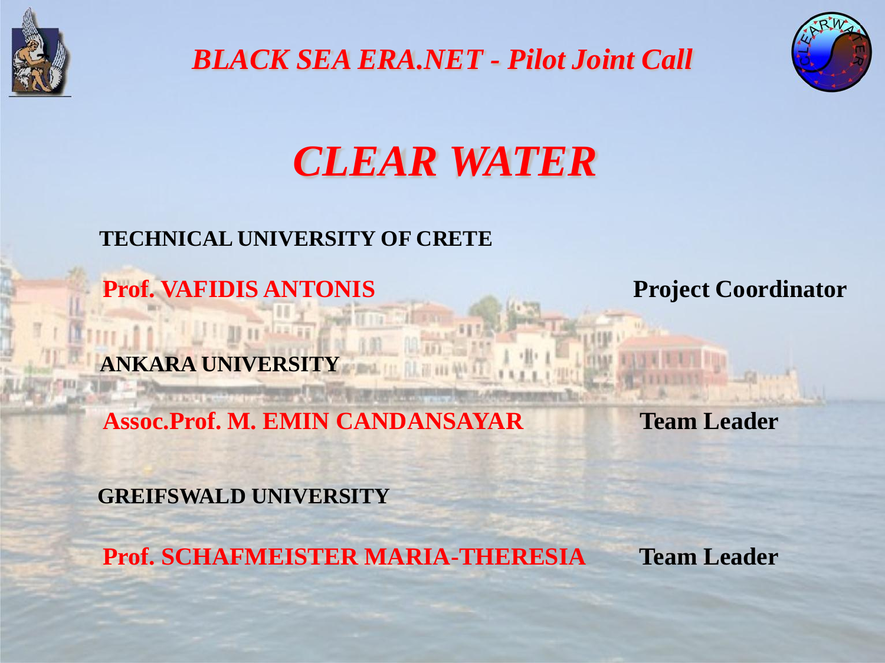*BLACK SEA ERA.NET - Pilot Joint Call*

# *CLEAR WATER*

**TECHNICAL UNIVERSITY OF CRETE**

**Prof. VAFIDIS ANTONIS** — **Project Coordinator**

**ANKARA UNIVERSITY**

**Assoc.Prof. M. EMIN CANDANSAYAR** — **Team Leader**

**GREIFSWALD UNIVERSITY**

**Prof. SCHAFMEISTER MARIA-THERESIA** — **Team Leader**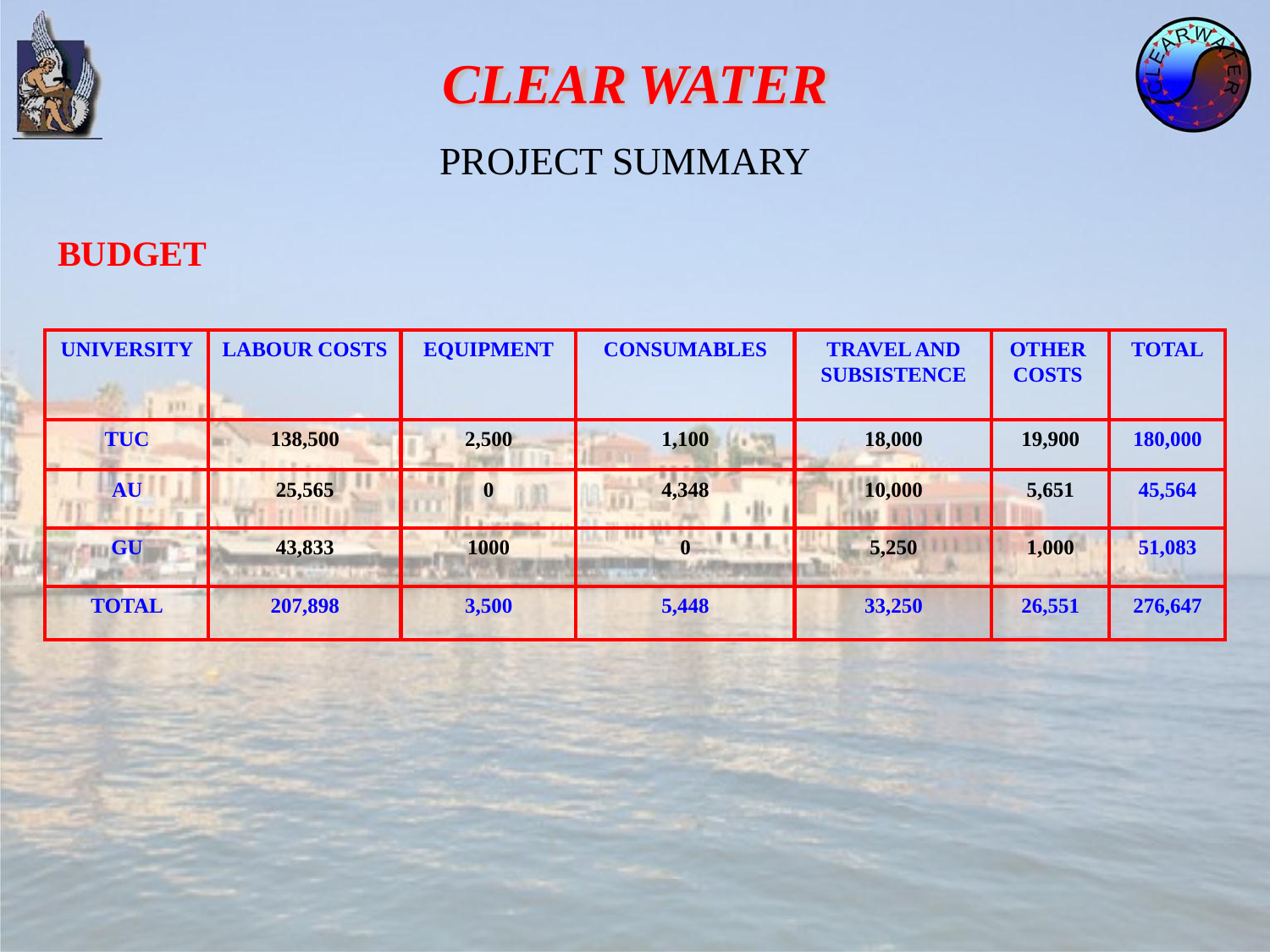# CLEAR WATER

## PROJECT SUMMARY

### BUDGET

| UNIVERSITY | LABOUR COSTS | EQUIPMENT | CONSUMABLES | TRAVEL AND SUBSISTENCE | OTHER COSTS | TOTAL |
|---|---|---|---|---|---|---|
| TUC | 138,500 | 2,500 | 1,100 | 18,000 | 19,900 | 180,000 |
| AU | 25,565 | 0 | 4,348 | 10,000 | 5,651 | 45,564 |
| GU | 43,833 | 1000 | 0 | 5,250 | 1,000 | 51,083 |
| TOTAL | 207,898 | 3,500 | 5,448 | 33,250 | 26,551 | 276,647 |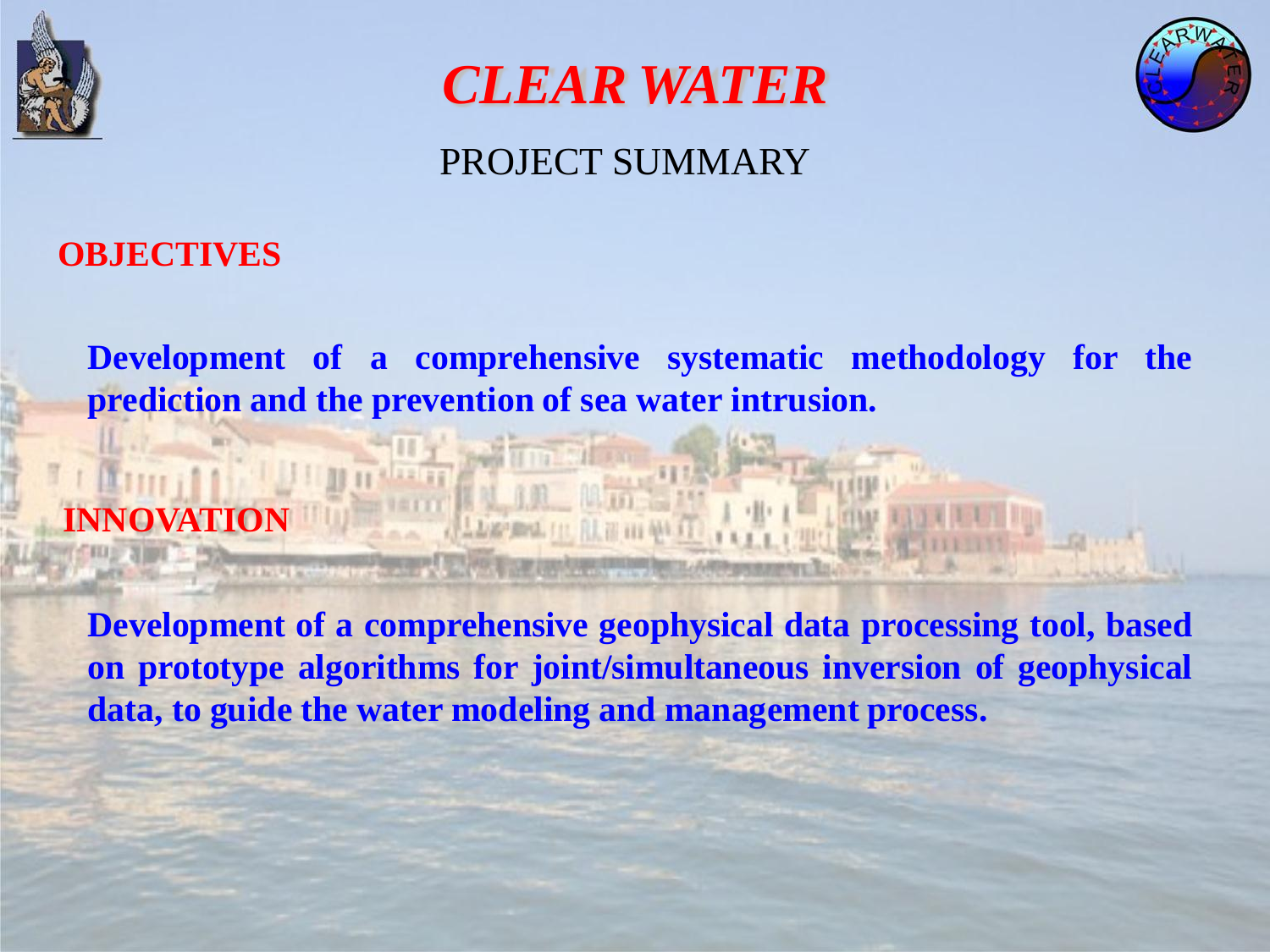# *CLEAR WATER*

## PROJECT SUMMARY

### OBJECTIVES

**Development of a comprehensive systematic methodology for the prediction and the prevention of sea water intrusion.**

### INNOVATION

**Development of a comprehensive geophysical data processing tool, based on prototype algorithms for joint/simultaneous inversion of geophysical data, to guide the water modeling and management process.**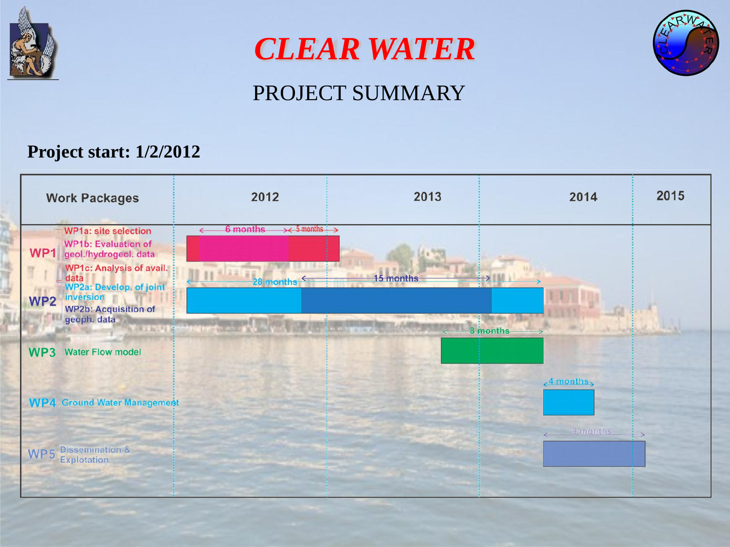# CLEAR WATER

## PROJECT SUMMARY

**Project start: 1/2/2012**

| Work Packages | | 2012 | 2013 | 2014 | 2015 |
|---|---|---|---|---|---|
| WP1 | WP1a: site selection<br>WP1b: Evaluation of geol./hydrogeol. data<br>WP1c: Analysis of avail. data | 6 months → 5 months | | | |
| WP2 | WP2a: Develop. of joint inversion<br>WP2b: Acquisition of geoph. data | 28 months / 15 months | 28 months / 15 months | | |
| WP3 | Water Flow model | | 8 months | | |
| WP4 | Ground Water Management | | | 4 months | |
| WP5 | Dissemination & Explotation | | | 9 months | |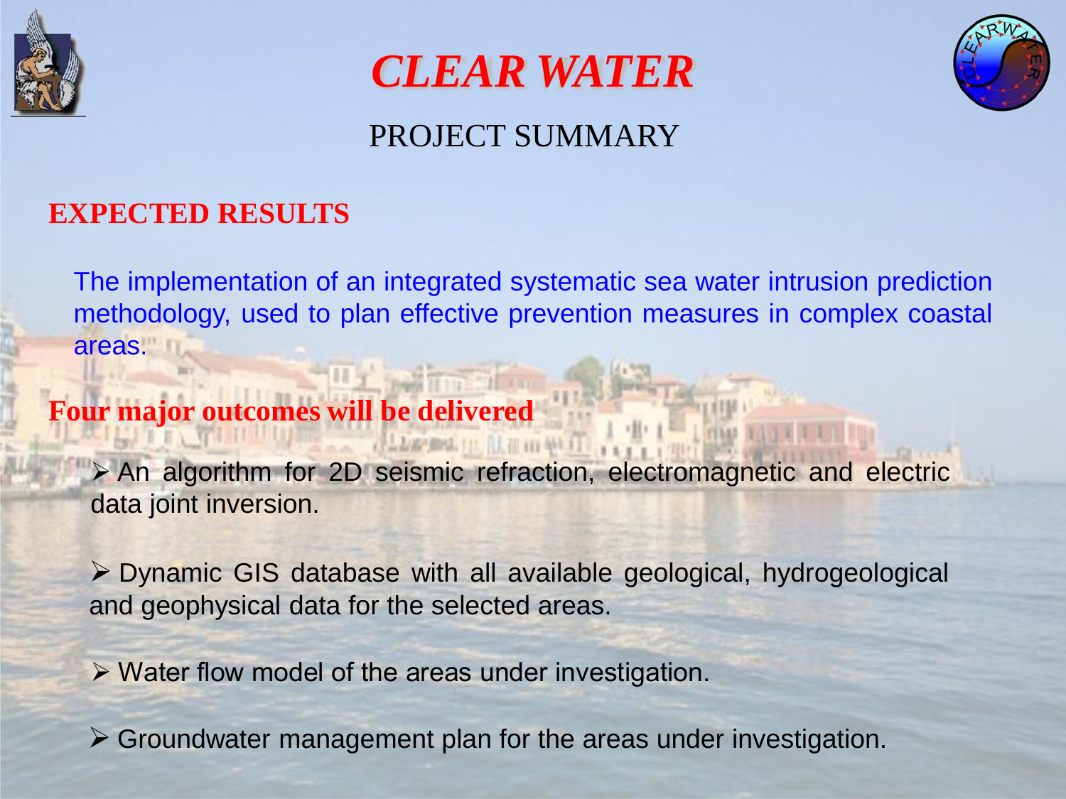# *CLEAR WATER*

## PROJECT SUMMARY

### EXPECTED RESULTS

The implementation of an integrated systematic sea water intrusion prediction methodology, used to plan effective prevention measures in complex coastal areas.

**Four major outcomes will be delivered**

- An algorithm for 2D seismic refraction, electromagnetic and electric data joint inversion.
- Dynamic GIS database with all available geological, hydrogeological and geophysical data for the selected areas.
- Water flow model of the areas under investigation.
- Groundwater management plan for the areas under investigation.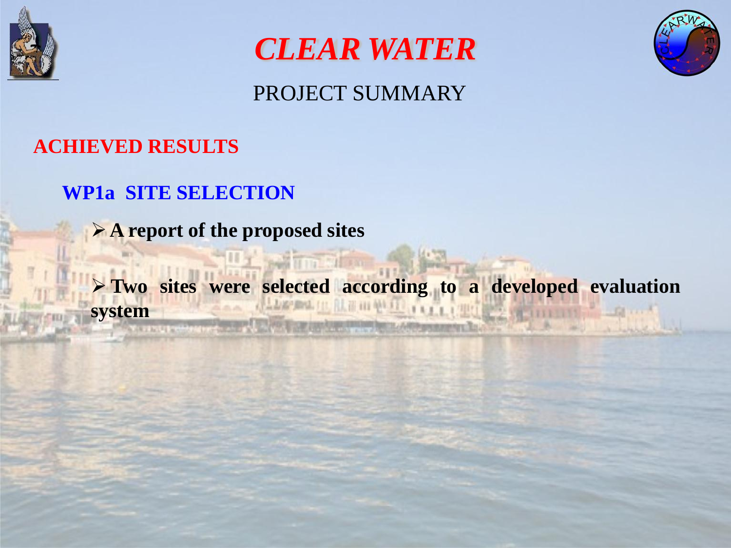# *CLEAR WATER*

PROJECT SUMMARY

## ACHIEVED RESULTS

### WP1a SITE SELECTION

- **A report of the proposed sites**

- **Two sites were selected according to a developed evaluation system**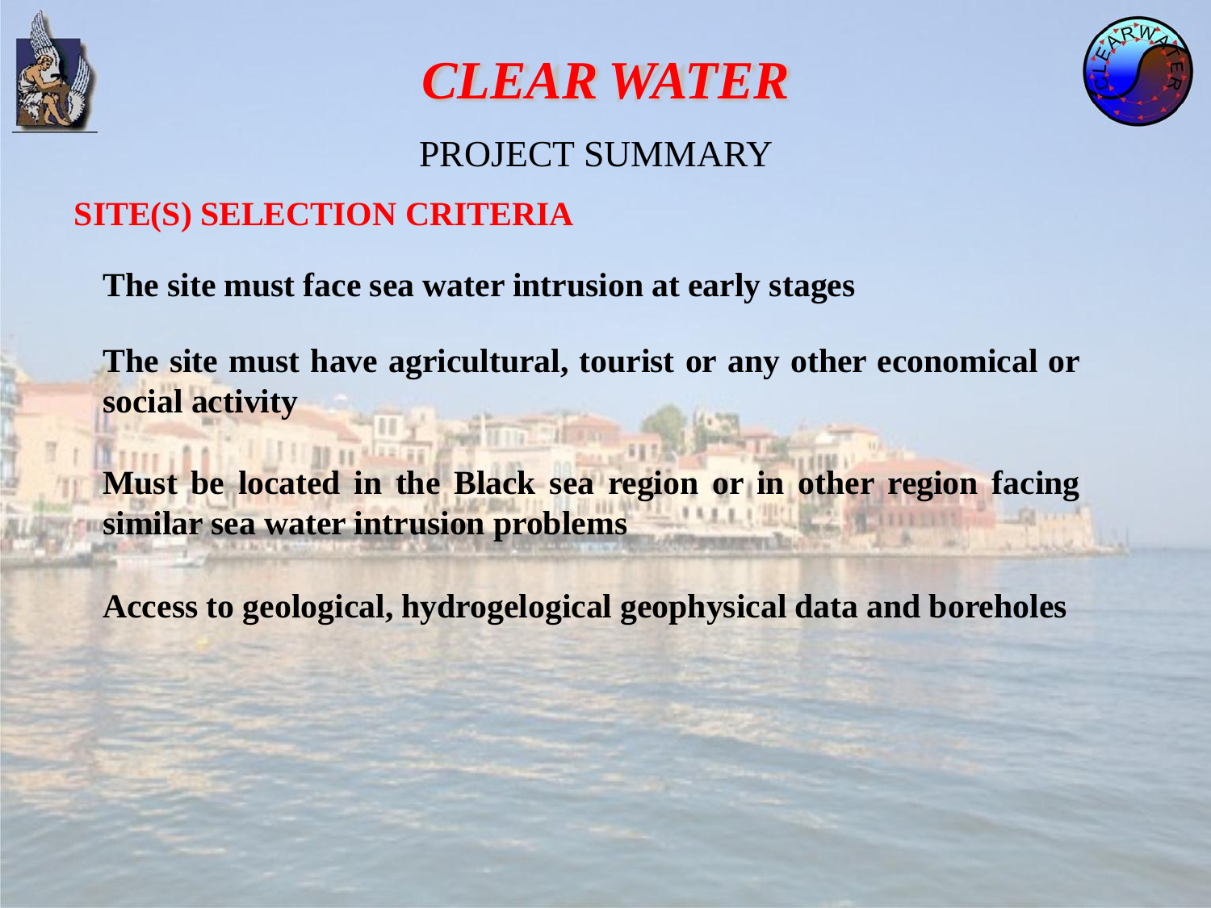# *CLEAR WATER*

## PROJECT SUMMARY

### SITE(S) SELECTION CRITERIA

**The site must face sea water intrusion at early stages**

**The site must have agricultural, tourist or any other economical or social activity**

**Must be located in the Black sea region or in other region facing similar sea water intrusion problems**

**Access to geological, hydrogelogical geophysical data and boreholes**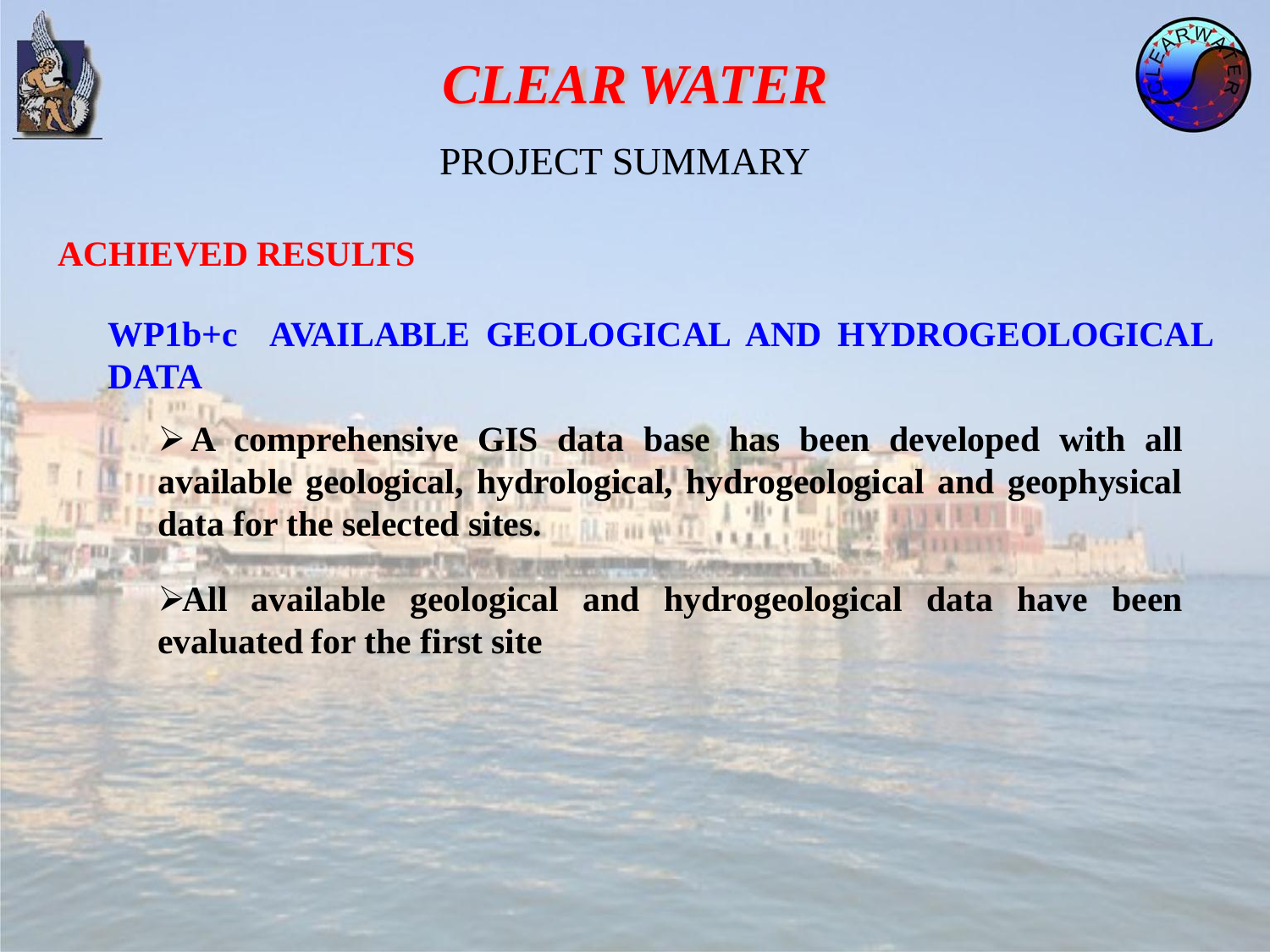# *CLEAR WATER*

PROJECT SUMMARY

## ACHIEVED RESULTS

### WP1b+c AVAILABLE GEOLOGICAL AND HYDROGEOLOGICAL DATA

- **A comprehensive GIS data base has been developed with all available geological, hydrological, hydrogeological and geophysical data for the selected sites.**
- **All available geological and hydrogeological data have been evaluated for the first site**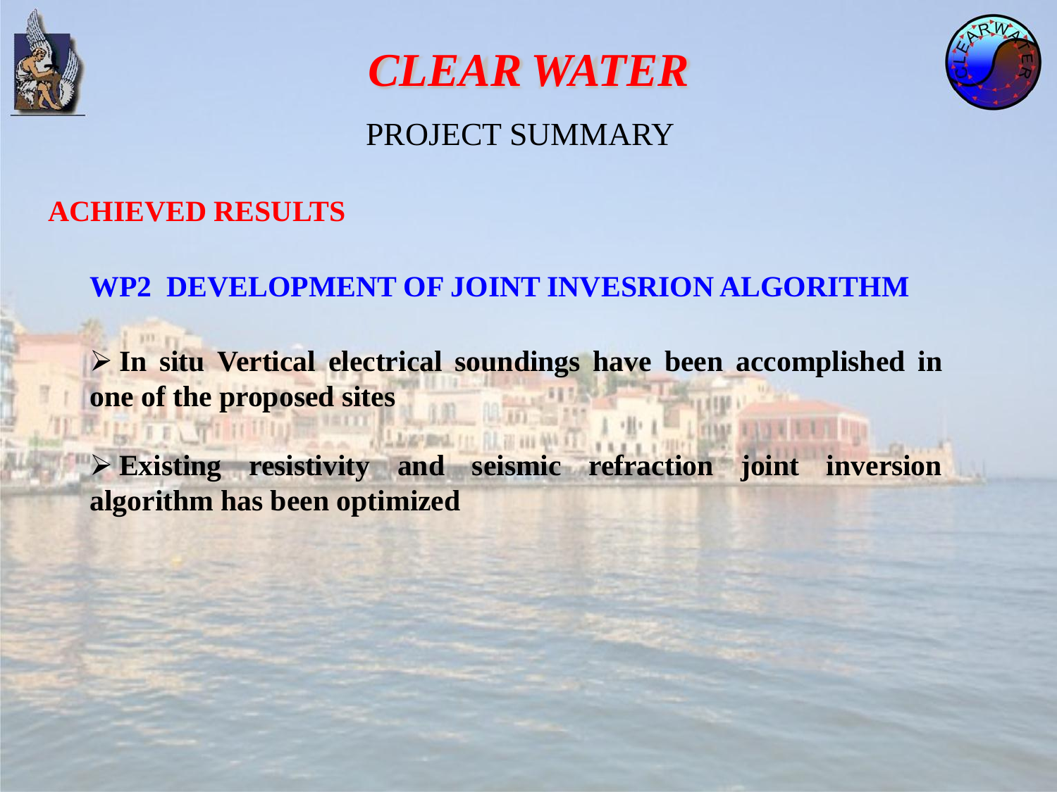# *CLEAR WATER*

PROJECT SUMMARY

## ACHIEVED RESULTS

### WP2 DEVELOPMENT OF JOINT INVESRION ALGORITHM

- **In situ Vertical electrical soundings have been accomplished in one of the proposed sites**

- **Existing resistivity and seismic refraction joint inversion algorithm has been optimized**